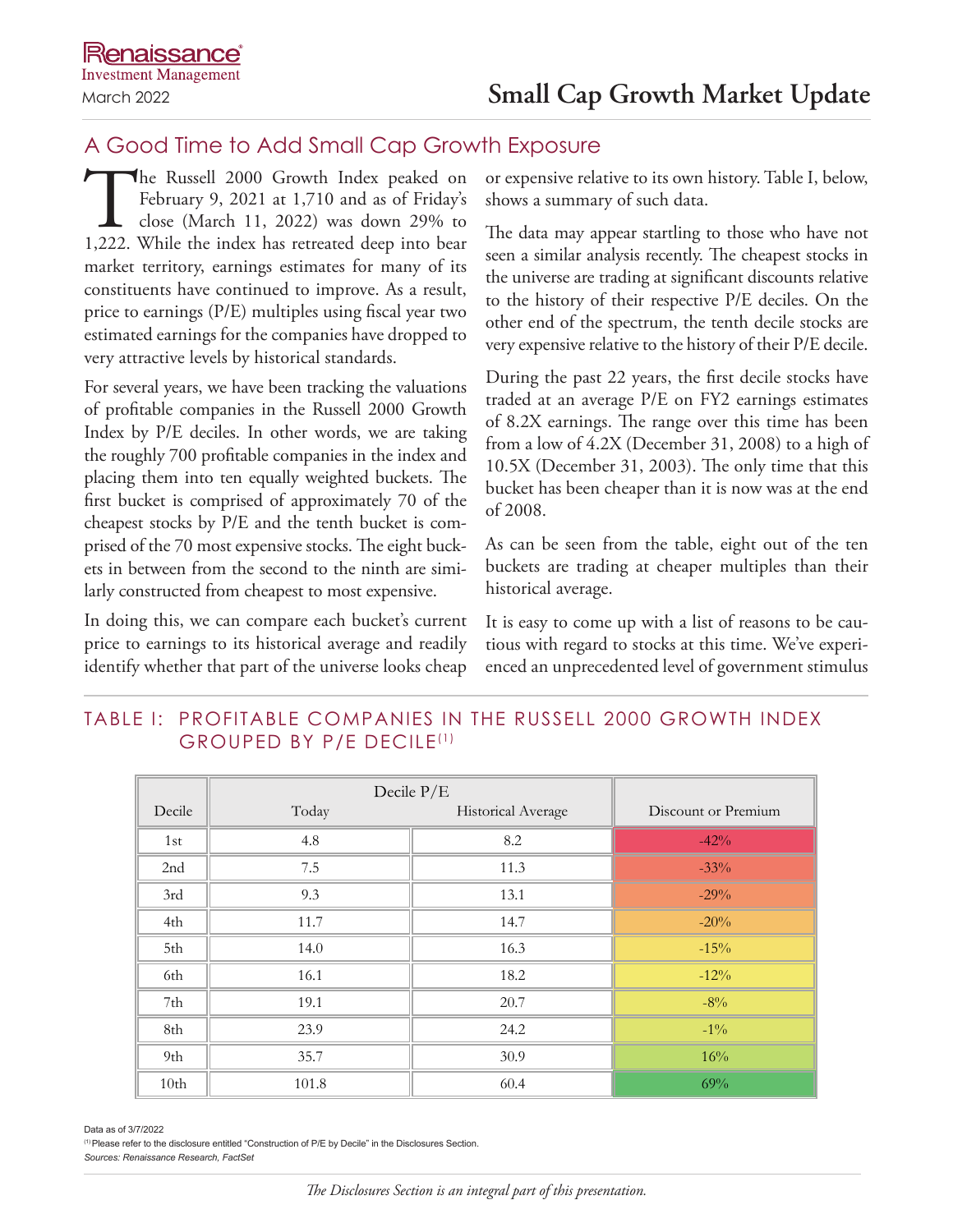Renaissance Investment Management

March 2022

# Small Cap Growth Market Update

## A Good Time to Add Small Cap Growth Exposure

The Russell 2000 Growth Index peaked on February 9, 2021 at 1,710 and as of Friday's close (March 11, 2022) was down 29% to 1,222. While the index has retreated deep into bear market territory, earnings estimates for many of its constituents have continued to improve. As a result, price to earnings (P/E) multiples using fiscal year two estimated earnings for the companies have dropped to very attractive levels by historical standards.

For several years, we have been tracking the valuations of profitable companies in the Russell 2000 Growth Index by P/E deciles. In other words, we are taking the roughly 700 profitable companies in the index and placing them into ten equally weighted buckets. The first bucket is comprised of approximately 70 of the cheapest stocks by P/E and the tenth bucket is comprised of the 70 most expensive stocks. The eight buckets in between from the second to the ninth are similarly constructed from cheapest to most expensive.

In doing this, we can compare each bucket's current price to earnings to its historical average and readily identify whether that part of the universe looks cheap or expensive relative to its own history. Table I, below, shows a summary of such data.

The data may appear startling to those who have not seen a similar analysis recently. The cheapest stocks in the universe are trading at significant discounts relative to the history of their respective P/E deciles. On the other end of the spectrum, the tenth decile stocks are very expensive relative to the history of their P/E decile.

During the past 22 years, the first decile stocks have traded at an average P/E on FY2 earnings estimates of 8.2X earnings. The range over this time has been from a low of 4.2X (December 31, 2008) to a high of 10.5X (December 31, 2003). The only time that this bucket has been cheaper than it is now was at the end of 2008.

As can be seen from the table, eight out of the ten buckets are trading at cheaper multiples than their historical average.

It is easy to come up with a list of reasons to be cautious with regard to stocks at this time. We've experienced an unprecedented level of government stimulus

### TABLE I: PROFITABLE COMPANIES IN THE RUSSELL 2000 GROWTH INDEX GROUPED BY P/E DECILE[1]

| Decile | Decile P/E | | Discount or Premium |
|---|---|---|---|
| | Today | Historical Average | |
| 1st | 4.8 | 8.2 | -42% |
| 2nd | 7.5 | 11.3 | -33% |
| 3rd | 9.3 | 13.1 | -29% |
| 4th | 11.7 | 14.7 | -20% |
| 5th | 14.0 | 16.3 | -15% |
| 6th | 16.1 | 18.2 | -12% |
| 7th | 19.1 | 20.7 | -8% |
| 8th | 23.9 | 24.2 | -1% |
| 9th | 35.7 | 30.9 | 16% |
| 10th | 101.8 | 60.4 | 69% |

Data as of 3/7/2022

[1] Please refer to the disclosure entitled "Construction of P/E by Decile" in the Disclosures Section.

*Sources: Renaissance Research, FactSet*

*The Disclosures Section is an integral part of this presentation.*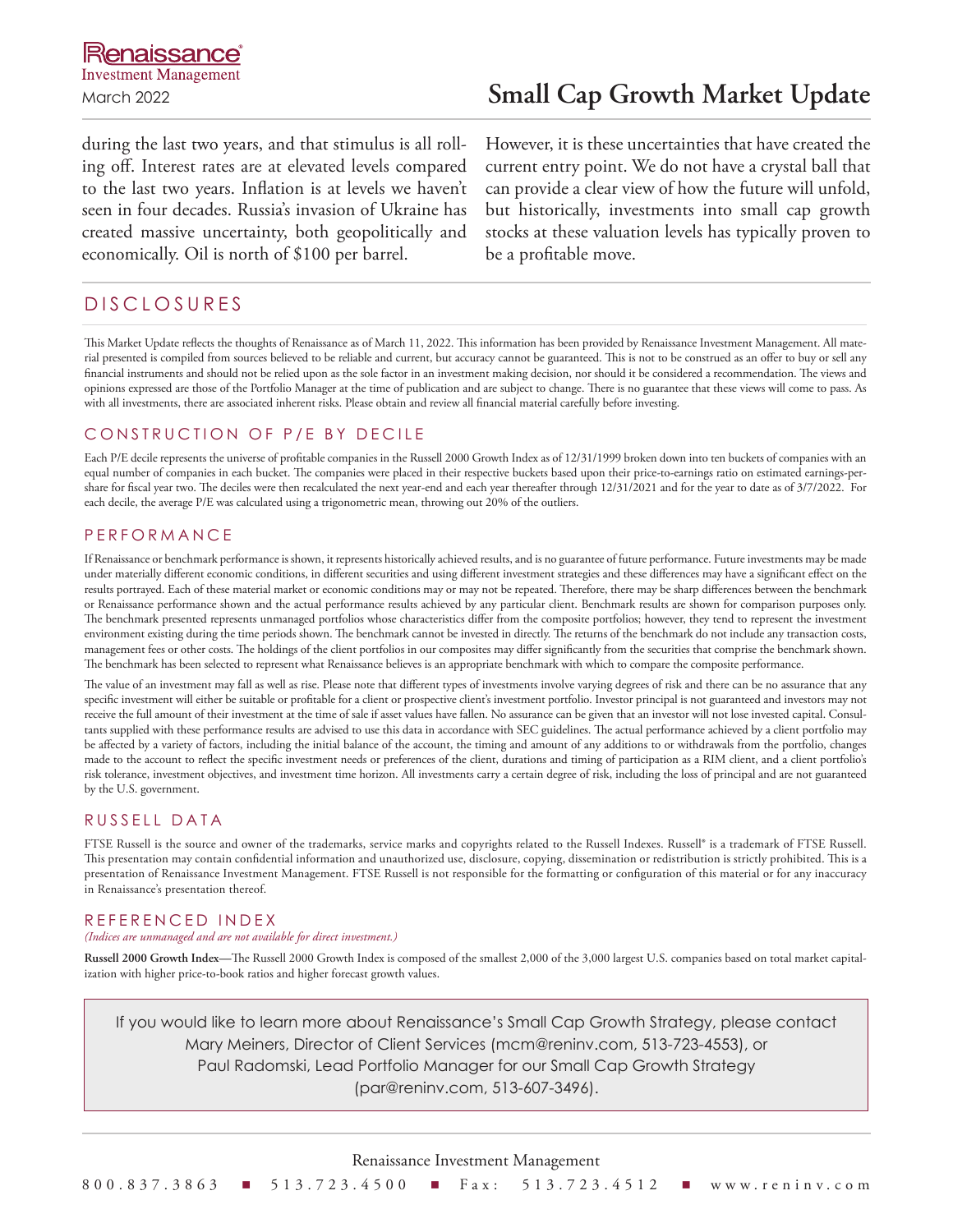during the last two years, and that stimulus is all rolling off. Interest rates are at elevated levels compared to the last two years. Inflation is at levels we haven't seen in four decades. Russia's invasion of Ukraine has created massive uncertainty, both geopolitically and economically. Oil is north of $100 per barrel.

However, it is these uncertainties that have created the current entry point. We do not have a crystal ball that can provide a clear view of how the future will unfold, but historically, investments into small cap growth stocks at these valuation levels has typically proven to be a profitable move.

## DISCLOSURES

This Market Update reflects the thoughts of Renaissance as of March 11, 2022. This information has been provided by Renaissance Investment Management. All material presented is compiled from sources believed to be reliable and current, but accuracy cannot be guaranteed. This is not to be construed as an offer to buy or sell any financial instruments and should not be relied upon as the sole factor in an investment making decision, nor should it be considered a recommendation. The views and opinions expressed are those of the Portfolio Manager at the time of publication and are subject to change. There is no guarantee that these views will come to pass. As with all investments, there are associated inherent risks. Please obtain and review all financial material carefully before investing.

### CONSTRUCTION OF P/E BY DECILE

Each P/E decile represents the universe of profitable companies in the Russell 2000 Growth Index as of 12/31/1999 broken down into ten buckets of companies with an equal number of companies in each bucket. The companies were placed in their respective buckets based upon their price-to-earnings ratio on estimated earnings-per-share for fiscal year two. The deciles were then recalculated the next year-end and each year thereafter through 12/31/2021 and for the year to date as of 3/7/2022. For each decile, the average P/E was calculated using a trigonometric mean, throwing out 20% of the outliers.

### PERFORMANCE

If Renaissance or benchmark performance is shown, it represents historically achieved results, and is no guarantee of future performance. Future investments may be made under materially different economic conditions, in different securities and using different investment strategies and these differences may have a significant effect on the results portrayed. Each of these material market or economic conditions may or may not be repeated. Therefore, there may be sharp differences between the benchmark or Renaissance performance shown and the actual performance results achieved by any particular client. Benchmark results are shown for comparison purposes only. The benchmark presented represents unmanaged portfolios whose characteristics differ from the composite portfolios; however, they tend to represent the investment environment existing during the time periods shown. The benchmark cannot be invested in directly. The returns of the benchmark do not include any transaction costs, management fees or other costs. The holdings of the client portfolios in our composites may differ significantly from the securities that comprise the benchmark shown. The benchmark has been selected to represent what Renaissance believes is an appropriate benchmark with which to compare the composite performance.

The value of an investment may fall as well as rise. Please note that different types of investments involve varying degrees of risk and there can be no assurance that any specific investment will either be suitable or profitable for a client or prospective client's investment portfolio. Investor principal is not guaranteed and investors may not receive the full amount of their investment at the time of sale if asset values have fallen. No assurance can be given that an investor will not lose invested capital. Consultants supplied with these performance results are advised to use this data in accordance with SEC guidelines. The actual performance achieved by a client portfolio may be affected by a variety of factors, including the initial balance of the account, the timing and amount of any additions to or withdrawals from the portfolio, changes made to the account to reflect the specific investment needs or preferences of the client, durations and timing of participation as a RIM client, and a client portfolio's risk tolerance, investment objectives, and investment time horizon. All investments carry a certain degree of risk, including the loss of principal and are not guaranteed by the U.S. government.

### RUSSELL DATA

FTSE Russell is the source and owner of the trademarks, service marks and copyrights related to the Russell Indexes. Russell® is a trademark of FTSE Russell. This presentation may contain confidential information and unauthorized use, disclosure, copying, dissemination or redistribution is strictly prohibited. This is a presentation of Renaissance Investment Management. FTSE Russell is not responsible for the formatting or configuration of this material or for any inaccuracy in Renaissance's presentation thereof.

### REFERENCED INDEX

*(Indices are unmanaged and are not available for direct investment.)*

**Russell 2000 Growth Index**—The Russell 2000 Growth Index is composed of the smallest 2,000 of the 3,000 largest U.S. companies based on total market capitalization with higher price-to-book ratios and higher forecast growth values.

If you would like to learn more about Renaissance's Small Cap Growth Strategy, please contact Mary Meiners, Director of Client Services (mcm@reninv.com, 513-723-4553), or Paul Radomski, Lead Portfolio Manager for our Small Cap Growth Strategy (par@reninv.com, 513-607-3496).